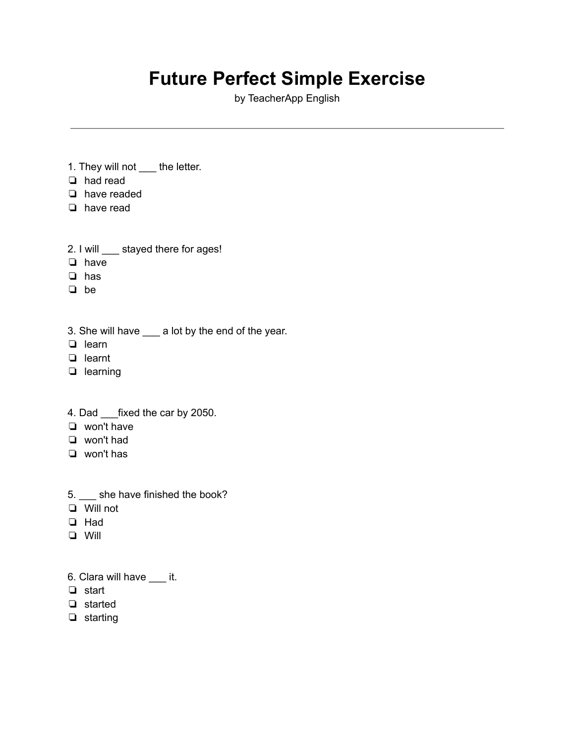# Future Perfect Simple Exercise

by TeacherApp English

---

1. They will not ___ the letter.
- ❏ had read
- ❏ have readed
- ❏ have read

2. I will ___ stayed there for ages!
- ❏ have
- ❏ has
- ❏ be

3. She will have ___ a lot by the end of the year.
- ❏ learn
- ❏ learnt
- ❏ learning

4. Dad ___fixed the car by 2050.
- ❏ won't have
- ❏ won't had
- ❏ won't has

5. ___ she have finished the book?
- ❏ Will not
- ❏ Had
- ❏ Will

6. Clara will have ___ it.
- ❏ start
- ❏ started
- ❏ starting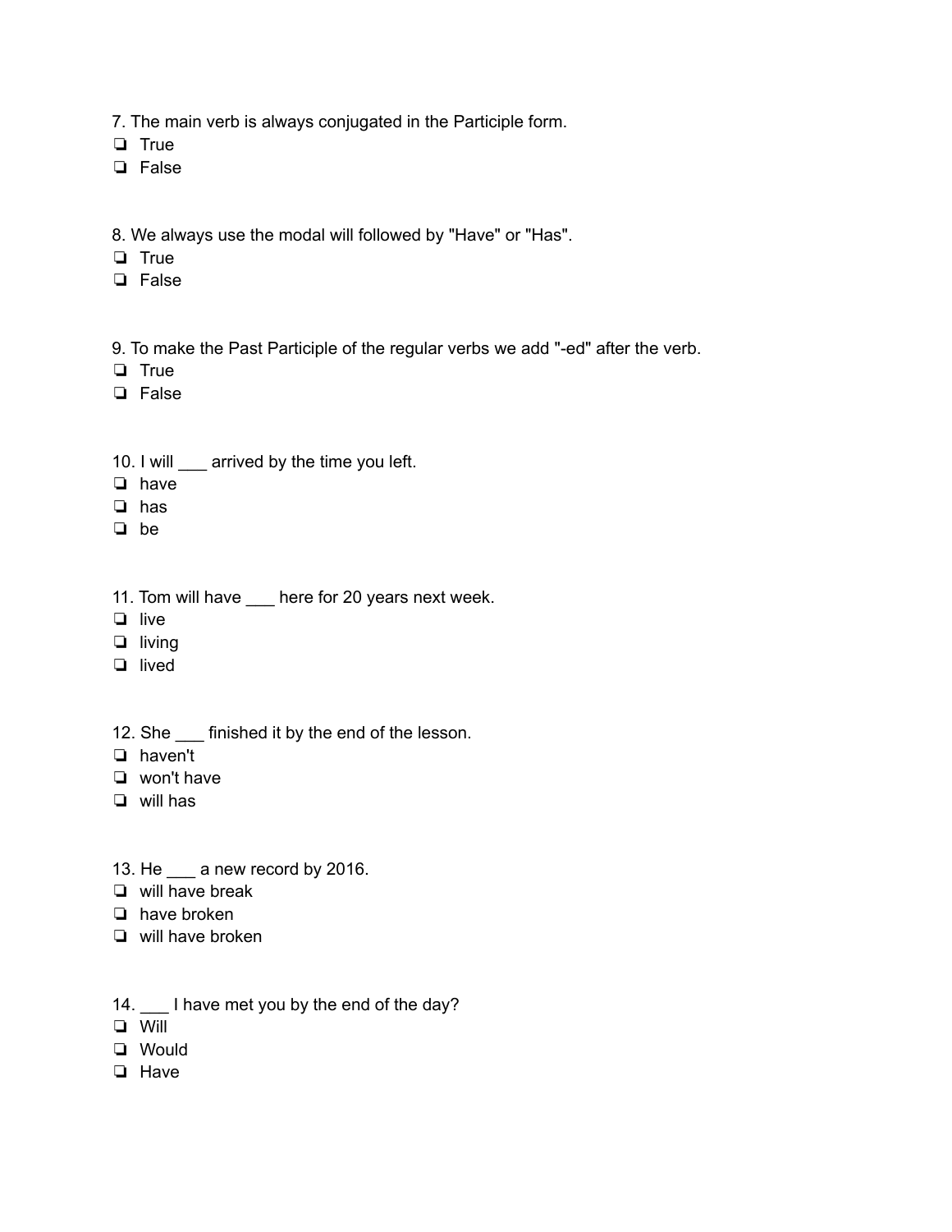7. The main verb is always conjugated in the Participle form.

- ❏ True
- ❏ False

8. We always use the modal will followed by "Have" or "Has".

- ❏ True
- ❏ False

9. To make the Past Participle of the regular verbs we add "-ed" after the verb.

- ❏ True
- ❏ False

10. I will ___ arrived by the time you left.

- ❏ have
- ❏ has
- ❏ be

11. Tom will have ___ here for 20 years next week.

- ❏ live
- ❏ living
- ❏ lived

12. She ___ finished it by the end of the lesson.

- ❏ haven't
- ❏ won't have
- ❏ will has

13. He ___ a new record by 2016.

- ❏ will have break
- ❏ have broken
- ❏ will have broken

14. ___ I have met you by the end of the day?

- ❏ Will
- ❏ Would
- ❏ Have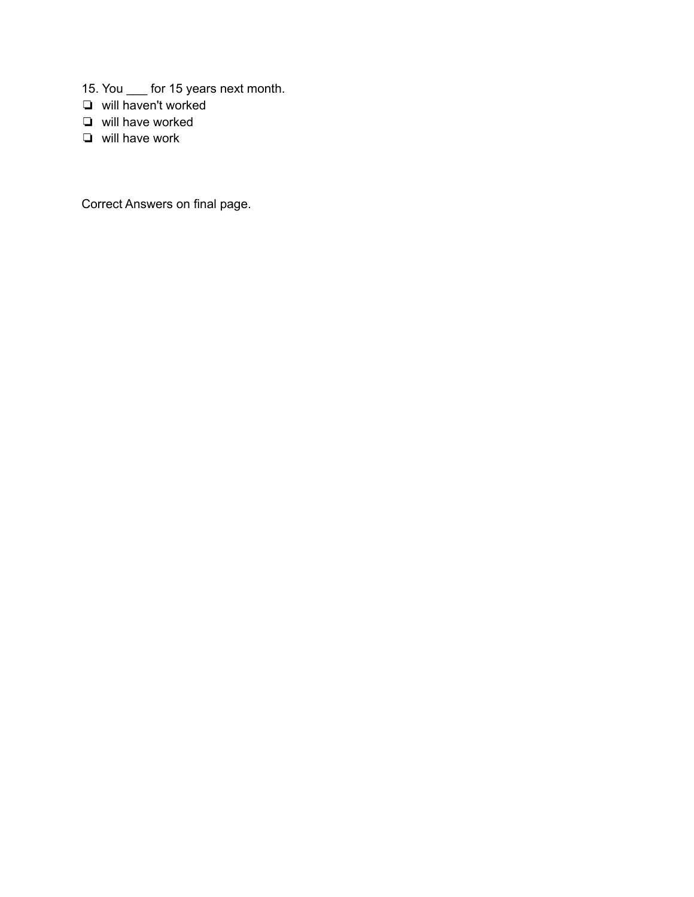15. You ___ for 15 years next month.

- ❏ will haven't worked
- ❏ will have worked
- ❏ will have work

Correct Answers on final page.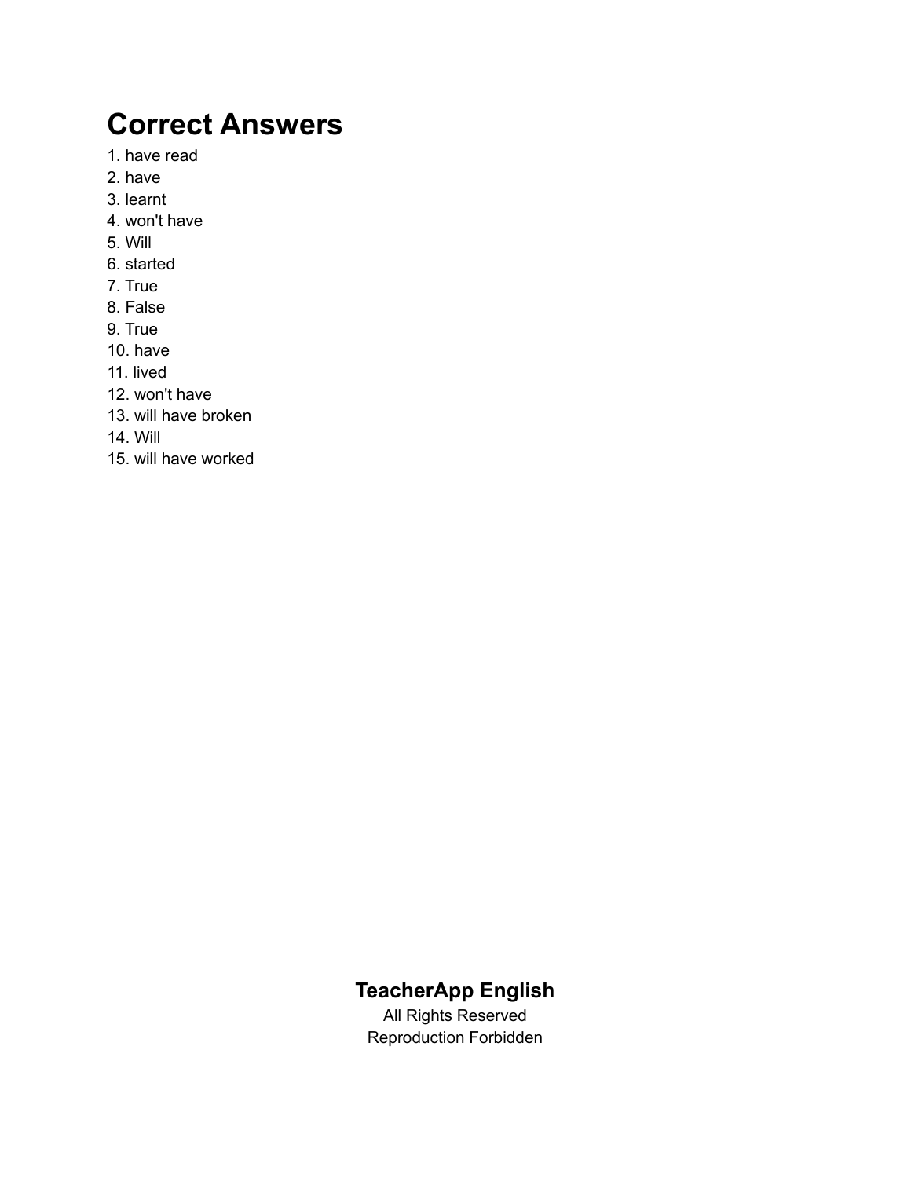# Correct Answers

1. have read
2. have
3. learnt
4. won't have
5. Will
6. started
7. True
8. False
9. True
10. have
11. lived
12. won't have
13. will have broken
14. Will
15. will have worked

**TeacherApp English**

All Rights Reserved

Reproduction Forbidden